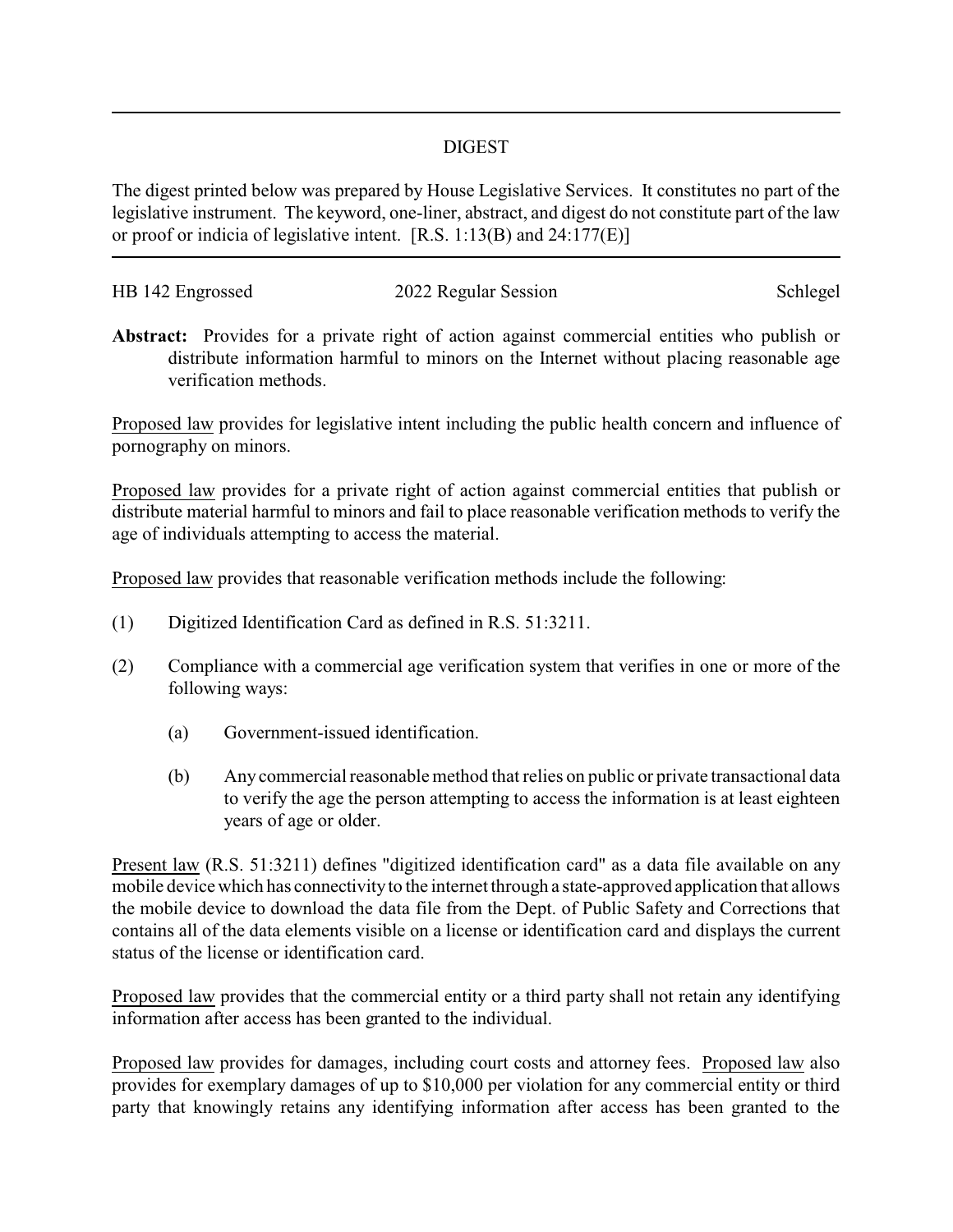# DIGEST

The digest printed below was prepared by House Legislative Services. It constitutes no part of the legislative instrument. The keyword, one-liner, abstract, and digest do not constitute part of the law or proof or indicia of legislative intent. [R.S. 1:13(B) and 24:177(E)]

HB 142 Engrossed | 2022 Regular Session | Schlegel

**Abstract:** Provides for a private right of action against commercial entities who publish or distribute information harmful to minors on the Internet without placing reasonable age verification methods.

Proposed law provides for legislative intent including the public health concern and influence of pornography on minors.

Proposed law provides for a private right of action against commercial entities that publish or distribute material harmful to minors and fail to place reasonable verification methods to verify the age of individuals attempting to access the material.

Proposed law provides that reasonable verification methods include the following:

(1) Digitized Identification Card as defined in R.S. 51:3211.

(2) Compliance with a commercial age verification system that verifies in one or more of the following ways:

  (a) Government-issued identification.

  (b) Any commercial reasonable method that relies on public or private transactional data to verify the age the person attempting to access the information is at least eighteen years of age or older.

Present law (R.S. 51:3211) defines "digitized identification card" as a data file available on any mobile device which has connectivity to the internet through a state-approved application that allows the mobile device to download the data file from the Dept. of Public Safety and Corrections that contains all of the data elements visible on a license or identification card and displays the current status of the license or identification card.

Proposed law provides that the commercial entity or a third party shall not retain any identifying information after access has been granted to the individual.

Proposed law provides for damages, including court costs and attorney fees. Proposed law also provides for exemplary damages of up to $10,000 per violation for any commercial entity or third party that knowingly retains any identifying information after access has been granted to the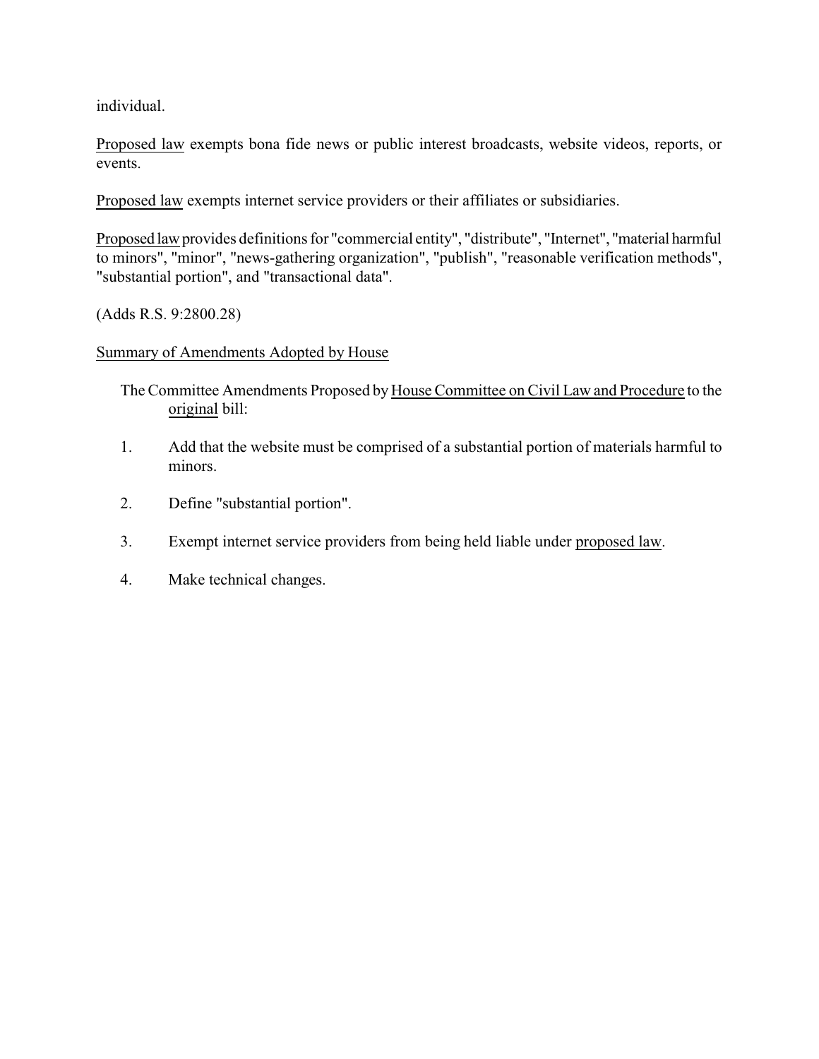individual.

Proposed law exempts bona fide news or public interest broadcasts, website videos, reports, or events.

Proposed law exempts internet service providers or their affiliates or subsidiaries.

Proposed law provides definitions for "commercial entity", "distribute", "Internet", "material harmful to minors", "minor", "news-gathering organization", "publish", "reasonable verification methods", "substantial portion", and "transactional data".

(Adds R.S. 9:2800.28)

Summary of Amendments Adopted by House

The Committee Amendments Proposed by House Committee on Civil Law and Procedure to the original bill:

1. Add that the website must be comprised of a substantial portion of materials harmful to minors.

2. Define "substantial portion".

3. Exempt internet service providers from being held liable under proposed law.

4. Make technical changes.